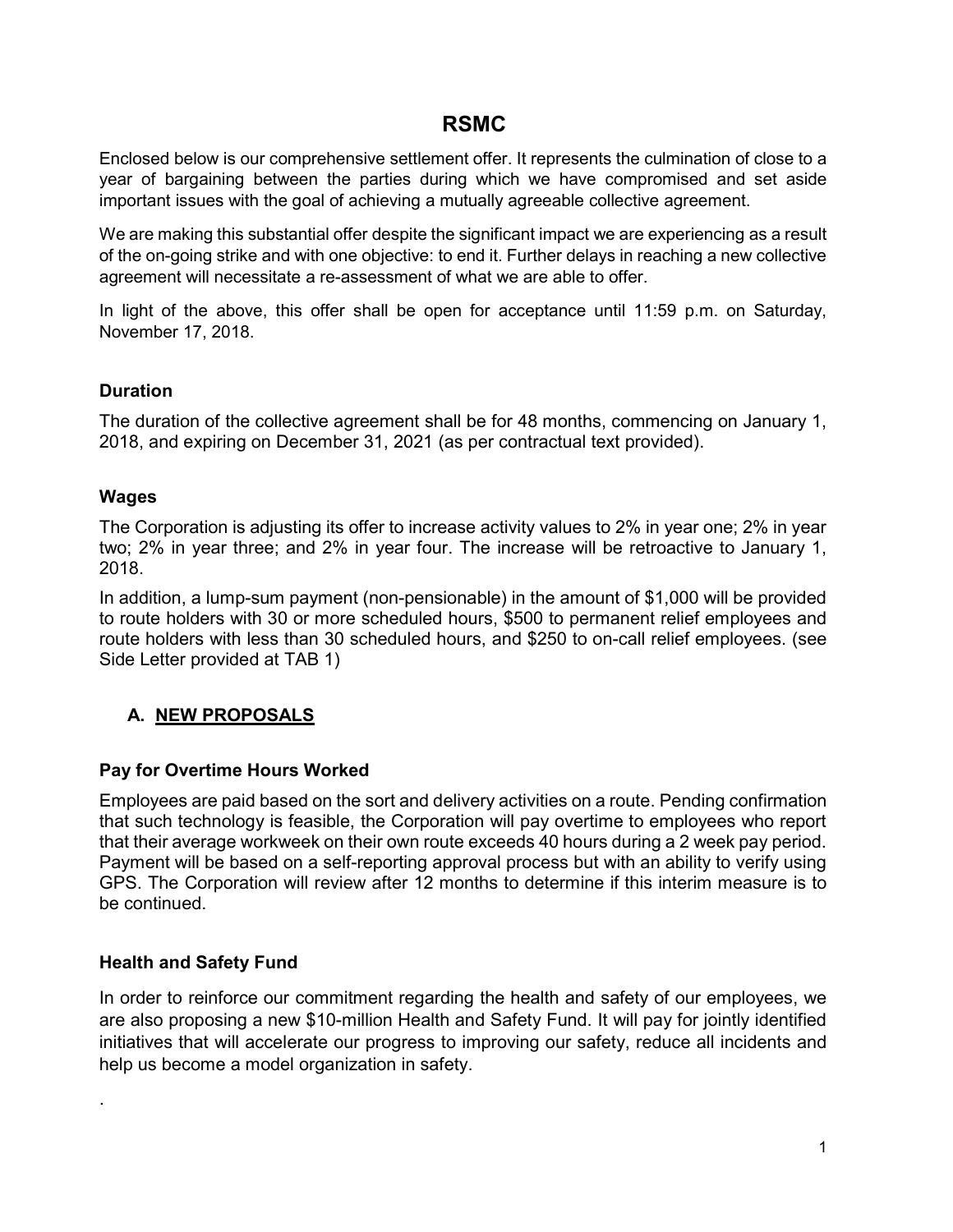# RSMC

Enclosed below is our comprehensive settlement offer. It represents the culmination of close to a year of bargaining between the parties during which we have compromised and set aside important issues with the goal of achieving a mutually agreeable collective agreement.

We are making this substantial offer despite the significant impact we are experiencing as a result of the on-going strike and with one objective: to end it. Further delays in reaching a new collective agreement will necessitate a re-assessment of what we are able to offer.

In light of the above, this offer shall be open for acceptance until 11:59 p.m. on Saturday, November 17, 2018.

### Duration

The duration of the collective agreement shall be for 48 months, commencing on January 1, 2018, and expiring on December 31, 2021 (as per contractual text provided).

### Wages

The Corporation is adjusting its offer to increase activity values to 2% in year one; 2% in year two; 2% in year three; and 2% in year four. The increase will be retroactive to January 1, 2018.

In addition, a lump-sum payment (non-pensionable) in the amount of $1,000 will be provided to route holders with 30 or more scheduled hours, $500 to permanent relief employees and route holders with less than 30 scheduled hours, and $250 to on-call relief employees. (see Side Letter provided at TAB 1)

## A. NEW PROPOSALS

### Pay for Overtime Hours Worked

Employees are paid based on the sort and delivery activities on a route. Pending confirmation that such technology is feasible, the Corporation will pay overtime to employees who report that their average workweek on their own route exceeds 40 hours during a 2 week pay period. Payment will be based on a self-reporting approval process but with an ability to verify using GPS. The Corporation will review after 12 months to determine if this interim measure is to be continued.

### Health and Safety Fund

In order to reinforce our commitment regarding the health and safety of our employees, we are also proposing a new $10-million Health and Safety Fund. It will pay for jointly identified initiatives that will accelerate our progress to improving our safety, reduce all incidents and help us become a model organization in safety.

.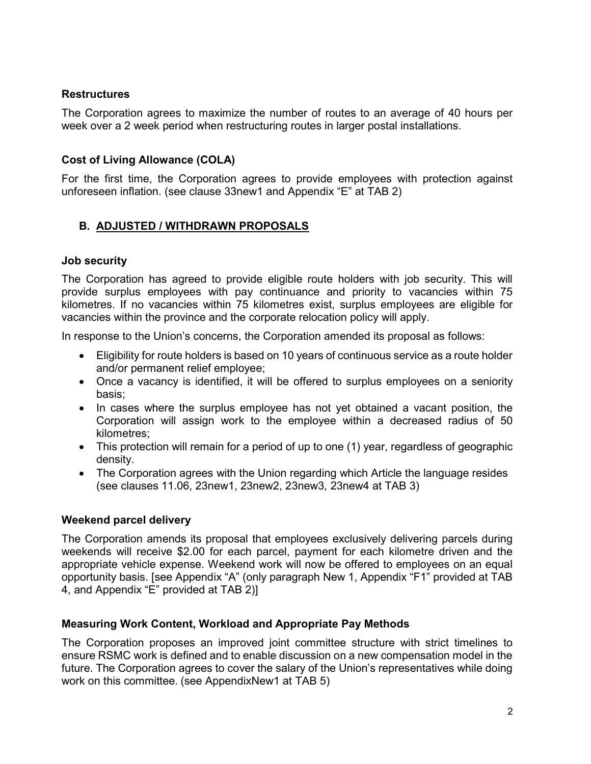### Restructures

The Corporation agrees to maximize the number of routes to an average of 40 hours per week over a 2 week period when restructuring routes in larger postal installations.

### Cost of Living Allowance (COLA)

For the first time, the Corporation agrees to provide employees with protection against unforeseen inflation. (see clause 33new1 and Appendix "E" at TAB 2)

## B. ADJUSTED / WITHDRAWN PROPOSALS

### Job security

The Corporation has agreed to provide eligible route holders with job security. This will provide surplus employees with pay continuance and priority to vacancies within 75 kilometres. If no vacancies within 75 kilometres exist, surplus employees are eligible for vacancies within the province and the corporate relocation policy will apply.

In response to the Union's concerns, the Corporation amended its proposal as follows:

- Eligibility for route holders is based on 10 years of continuous service as a route holder and/or permanent relief employee;
- Once a vacancy is identified, it will be offered to surplus employees on a seniority basis;
- In cases where the surplus employee has not yet obtained a vacant position, the Corporation will assign work to the employee within a decreased radius of 50 kilometres;
- This protection will remain for a period of up to one (1) year, regardless of geographic density.
- The Corporation agrees with the Union regarding which Article the language resides (see clauses 11.06, 23new1, 23new2, 23new3, 23new4 at TAB 3)

### Weekend parcel delivery

The Corporation amends its proposal that employees exclusively delivering parcels during weekends will receive $2.00 for each parcel, payment for each kilometre driven and the appropriate vehicle expense. Weekend work will now be offered to employees on an equal opportunity basis. [see Appendix "A" (only paragraph New 1, Appendix "F1" provided at TAB 4, and Appendix "E" provided at TAB 2)]

### Measuring Work Content, Workload and Appropriate Pay Methods

The Corporation proposes an improved joint committee structure with strict timelines to ensure RSMC work is defined and to enable discussion on a new compensation model in the future. The Corporation agrees to cover the salary of the Union's representatives while doing work on this committee. (see AppendixNew1 at TAB 5)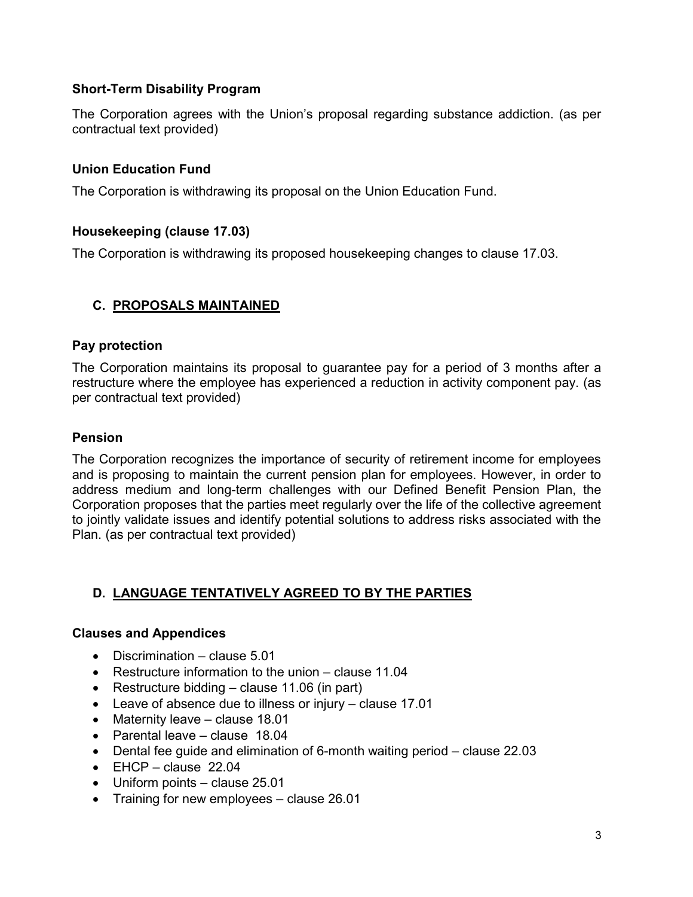### Short-Term Disability Program

The Corporation agrees with the Union's proposal regarding substance addiction. (as per contractual text provided)

### Union Education Fund

The Corporation is withdrawing its proposal on the Union Education Fund.

### Housekeeping (clause 17.03)

The Corporation is withdrawing its proposed housekeeping changes to clause 17.03.

## C. PROPOSALS MAINTAINED

### Pay protection

The Corporation maintains its proposal to guarantee pay for a period of 3 months after a restructure where the employee has experienced a reduction in activity component pay. (as per contractual text provided)

### Pension

The Corporation recognizes the importance of security of retirement income for employees and is proposing to maintain the current pension plan for employees. However, in order to address medium and long-term challenges with our Defined Benefit Pension Plan, the Corporation proposes that the parties meet regularly over the life of the collective agreement to jointly validate issues and identify potential solutions to address risks associated with the Plan. (as per contractual text provided)

## D. LANGUAGE TENTATIVELY AGREED TO BY THE PARTIES

### Clauses and Appendices

- Discrimination – clause 5.01
- Restructure information to the union – clause 11.04
- Restructure bidding – clause 11.06 (in part)
- Leave of absence due to illness or injury – clause 17.01
- Maternity leave – clause 18.01
- Parental leave – clause 18.04
- Dental fee guide and elimination of 6-month waiting period – clause 22.03
- EHCP – clause 22.04
- Uniform points – clause 25.01
- Training for new employees – clause 26.01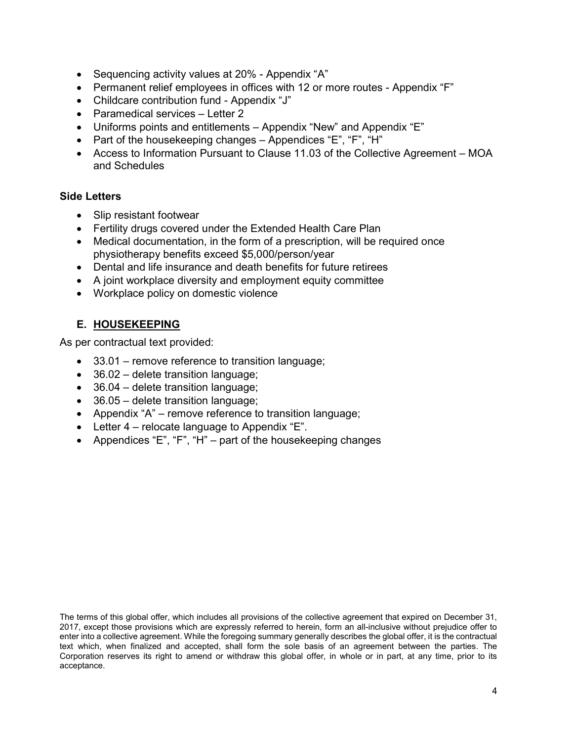- Sequencing activity values at 20% - Appendix "A"
- Permanent relief employees in offices with 12 or more routes - Appendix "F"
- Childcare contribution fund - Appendix "J"
- Paramedical services – Letter 2
- Uniforms points and entitlements – Appendix "New" and Appendix "E"
- Part of the housekeeping changes – Appendices "E", "F", "H"
- Access to Information Pursuant to Clause 11.03 of the Collective Agreement – MOA and Schedules

**Side Letters**

- Slip resistant footwear
- Fertility drugs covered under the Extended Health Care Plan
- Medical documentation, in the form of a prescription, will be required once physiotherapy benefits exceed $5,000/person/year
- Dental and life insurance and death benefits for future retirees
- A joint workplace diversity and employment equity committee
- Workplace policy on domestic violence

## E. HOUSEKEEPING

As per contractual text provided:

- 33.01 – remove reference to transition language;
- 36.02 – delete transition language;
- 36.04 – delete transition language;
- 36.05 – delete transition language;
- Appendix "A" – remove reference to transition language;
- Letter 4 – relocate language to Appendix "E".
- Appendices "E", "F", "H" – part of the housekeeping changes

The terms of this global offer, which includes all provisions of the collective agreement that expired on December 31, 2017, except those provisions which are expressly referred to herein, form an all-inclusive without prejudice offer to enter into a collective agreement. While the foregoing summary generally describes the global offer, it is the contractual text which, when finalized and accepted, shall form the sole basis of an agreement between the parties. The Corporation reserves its right to amend or withdraw this global offer, in whole or in part, at any time, prior to its acceptance.